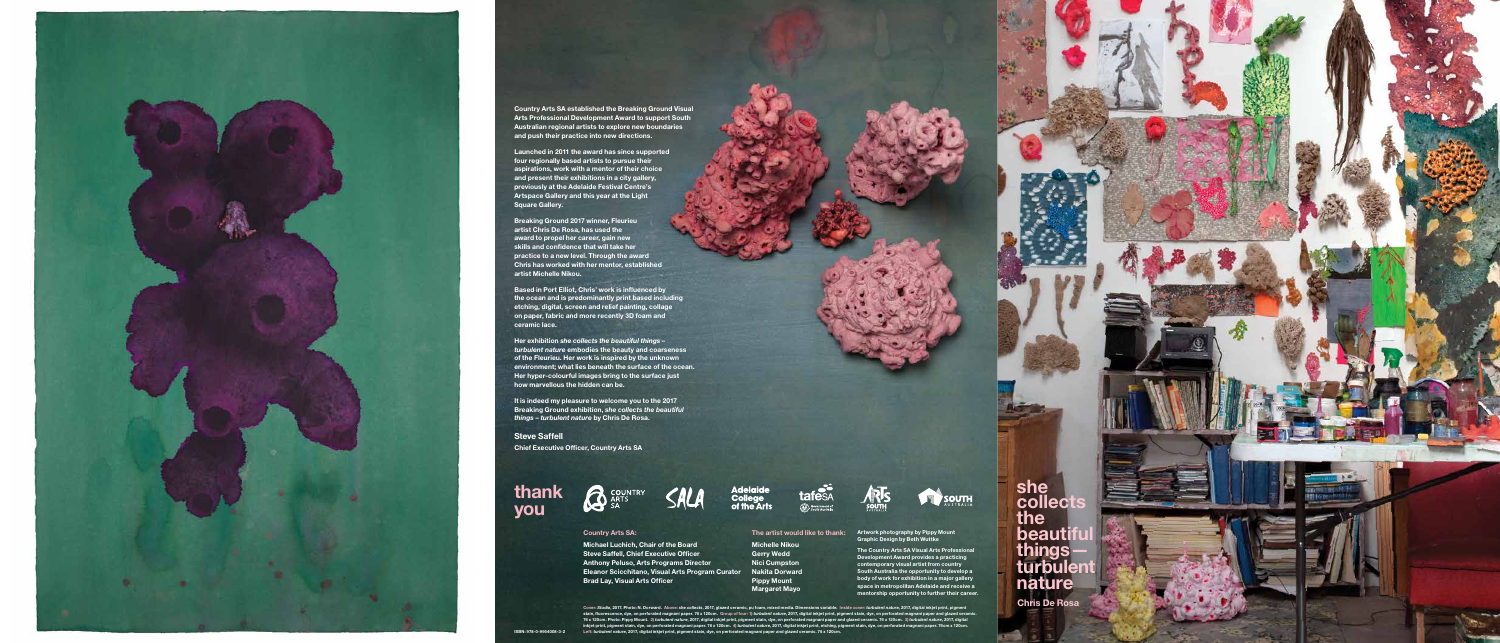Country Arts SA established the Breaking Ground Visual Arts Professional Development Award to support South Australian regional artists to explore new boundaries and push their practice into new directions.

Launched in 2011 the award has since supported four regionally based artists to pursue their aspirations, work with a mentor of their choice and present their exhibitions in a city gallery, previously at the Adelaide Festival Centre's Artspace Gallery and this year at the Light Square Gallery.

Breaking Ground 2017 winner, Fleurieu artist Chris De Rosa, has used the award to propel her career, gain new skills and confidence that will take her practice to a new level. Through the award Chris has worked with her mentor, established artist Michelle Nikou.

Based in Port Elliot, Chris' work is influenced by the ocean and is predominantly print based including etching, digital, screen and relief painting, collage on paper, fabric and more recently 3D foam and ceramic lace.

Her exhibition *she collects the beautiful things – turbulent nature* embodies the beauty and coarseness of the Fleurieu. Her work is inspired by the unknown environment; what lies beneath the surface of the ocean. Her hyper-colourful images bring to the surface just how marvellous the hidden can be.

It is indeed my pleasure to welcome you to the 2017 Breaking Ground exhibition, *she collects the beautiful things – turbulent nature* by Chris De Rosa.

**Steve Saffell**
**Chief Executive Officer, Country Arts SA**

## thank you

**Country Arts SA:**

Michael Luchich, Chair of the Board
Steve Saffell, Chief Executive Officer
Anthony Peluso, Arts Programs Director
Eleanor Scicchitano, Visual Arts Program Curator
Brad Lay, Visual Arts Officer

**The artist would like to thank:**

Michelle Nikou
Gerry Wedd
Nici Cumpston
Nakita Dorward
Pippy Mount
Margaret Mayo

**Artwork photography by Pippy Mount**
**Graphic Design by Beth Wuttke**

The Country Arts SA Visual Arts Professional Development Award provides a practicing contemporary visual artist from country South Australia the opportunity to develop a body of work for exhibition in a major gallery space in metropolitan Adelaide and receive a mentorship opportunity to further their career.

Cover: Studio, 2017. Photo: N. Dorward. Above: she collects, 2017, glazed ceramic, pu foam, mixed media. Dimensions variable. Inside cover: turbulent nature, 2017, digital inkjet print, pigment stain, fluorescence, dye, on perforated magnani paper. 76 x 120cm. Group of four: 1) turbulent nature, 2017, digital inkjet print, pigment stain, dye, on perforated magnani paper and glazed ceramic. 76 x 120cm. Photo: Pippy Mount. 2) turbulent nature, 2017, digital inkjet print, pigment stain, dye, on perforated magnani paper and glazed ceramic. 76 x 120cm. 3) turbulent nature, 2017, digital inkjet print, pigment stain, dye, on perforated magnani paper. 76 x 120cm. 4) turbulent nature, 2017, digital inkjet print, etching, pigment stain, dye, on perforated magnani paper. 76cm x 120cm. Left: turbulent nature, 2017, digital inkjet print, pigment stain, dye, on perforated magnani paper and glazed ceramic. 76 x 120cm.

ISBN: 978-0-9804008-2-2

# she collects the beautiful things — turbulent nature

Chris De Rosa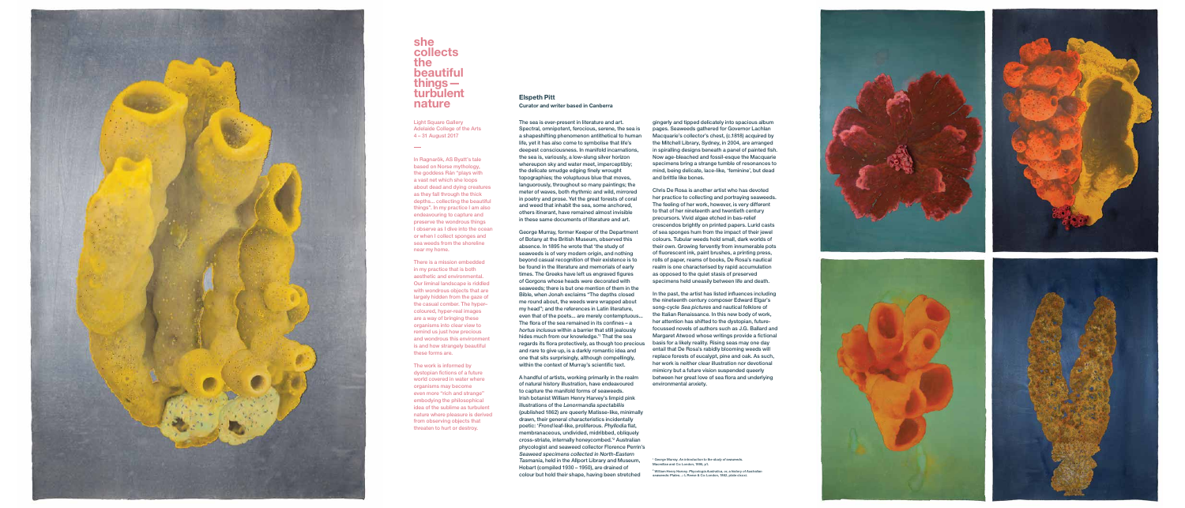# she collects the beautiful things — turbulent nature

Light Square Gallery
Adelaide College of the Arts
4 – 31 August 2017

—

In Ragnarök, AS Byatt's tale based on Norse mythology, the goddess Rán "plays with a vast net which she loops about dead and dying creatures as they fall through the thick depths… collecting the beautiful things". In my practice I am also endeavouring to capture and preserve the wondrous things I observe as I dive into the ocean or when I collect sponges and sea weeds from the shoreline near my home.

There is a mission embedded in my practice that is both aesthetic and environmental. Our liminal landscape is riddled with wondrous objects that are largely hidden from the gaze of the casual comber. The hyper-coloured, hyper-real images are a way of bringing these organisms into clear view to remind us just how precious and wondrous this environment is and how strangely beautiful these forms are.

The work is informed by dystopian fictions of a future world covered in water where organisms may become even more "rich and strange" embodying the philosophical idea of the sublime as turbulent nature where pleasure is derived from observing objects that threaten to hurt or destroy.

## Elspeth Pitt

**Curator and writer based in Canberra**

The sea is ever-present in literature and art. Spectral, omnipotent, ferocious, serene, the sea is a shapeshifting phenomenon antithetical to human life, yet it has also come to symbolise that life's deepest consciousness. In manifold incarnations, the sea is, variously, a low-slung silver horizon whereupon sky and water meet, imperceptibly; the delicate smudge edging finely wrought topographies; the voluptuous blue that moves, languorously, throughout so many paintings; the meter of waves, both rhythmic and wild, mirrored in poetry and prose. Yet the great forests of coral and weed that inhabit the sea, some anchored, others itinerant, have remained almost invisible in these same documents of literature and art.

George Murray, former Keeper of the Department of Botany at the British Museum, observed this absence. In 1895 he wrote that 'the study of seaweeds is of very modern origin, and nothing beyond casual recognition of their existence is to be found in the literature and memorials of early times. The Greeks have left us engraved figures of Gorgons whose heads were decorated with seaweeds; there is but one mention of them in the Bible, when Jonah exclaims "The depths closed me round about, the weeds were wrapped about my head"; and the references in Latin literature, even that of the poets… are merely contemptuous… The flora of the sea remained in its confines – a *hortus inclusus* within a barrier that still jealously hides much from our knowledge.'[1] That the sea regards its flora protectively, as though too precious and rare to give up, is a darkly romantic idea and one that sits surprisingly, although compellingly, within the context of Murray's scientific text.

A handful of artists, working primarily in the realm of natural history illustration, have endeavoured to capture the manifold forms of seaweeds. Irish botanist William Henry Harvey's limpid pink illustrations of the *Lenormandia spectabilis* (published 1862) are queerly Matisse-like, minimally drawn, their general characteristics incidentally poetic: '*Frond* leaf-like, proliferous. *Phyllodia* flat, membranaceous, undivided, midribbed, obliquely cross-striate, internally honeycombed.'[2] Australian phycologist and seaweed collector Florence Perrin's *Seaweed specimens collected in North-Eastern Tasmania*, held in the Allport Library and Museum, Hobart (compiled 1930 – 1950), are drained of colour but hold their shape, having been stretched gingerly and tipped delicately into spacious album pages. Seaweeds gathered for Governor Lachlan Macquarie's collector's chest, (c.1818) acquired by the Mitchell Library, Sydney, in 2004, are arranged in spiralling designs beneath a panel of painted fish. Now age-bleached and fossil-esque the Macquarie specimens bring a strange tumble of resonances to mind, being delicate, lace-like, 'feminine', but dead and brittle like bones.

Chris De Rosa is another artist who has devoted her practice to collecting and portraying seaweeds. The feeling of her work, however, is very different to that of her nineteenth and twentieth century precursors. Vivid algae etched in bas-relief crescendos brightly on printed papers. Lurid casts of sea sponges hum from the impact of their jewel colours. Tubular weeds hold small, dark worlds of their own. Growing fervently from innumerable pots of fluorescent ink, paint brushes, a printing press, rolls of paper, reams of books, De Rosa's nautical realm is one characterised by rapid accumulation as opposed to the quiet stasis of preserved specimens held uneasily between life and death.

In the past, the artist has listed influences including the nineteenth century composer Edward Elgar's song-cycle *Sea pictures* and nautical folklore of the Italian Renaissance. In this new body of work, her attention has shifted to the dystopian, future-focussed novels of authors such as J.G. Ballard and Margaret Atwood whose writings provide a fictional basis for a likely reality. Rising seas may one day entail that De Rosa's rabidly blooming weeds will replace forests of eucalypt, pine and oak. As such, her work is neither clear illustration nor devotional mimicry but a future vision suspended queerly between her great love of sea flora and underlying environmental anxiety.

[1] George Murray. *An introduction to the study of seaweeds*. Macmillan and Co: London, 1895, p1.

[2] William Henry Harvey. *Phycologia Australica, or, a history of Australian seaweeds: Plates*. – L Reeve & Co: London, 1862, plate clxxxi.